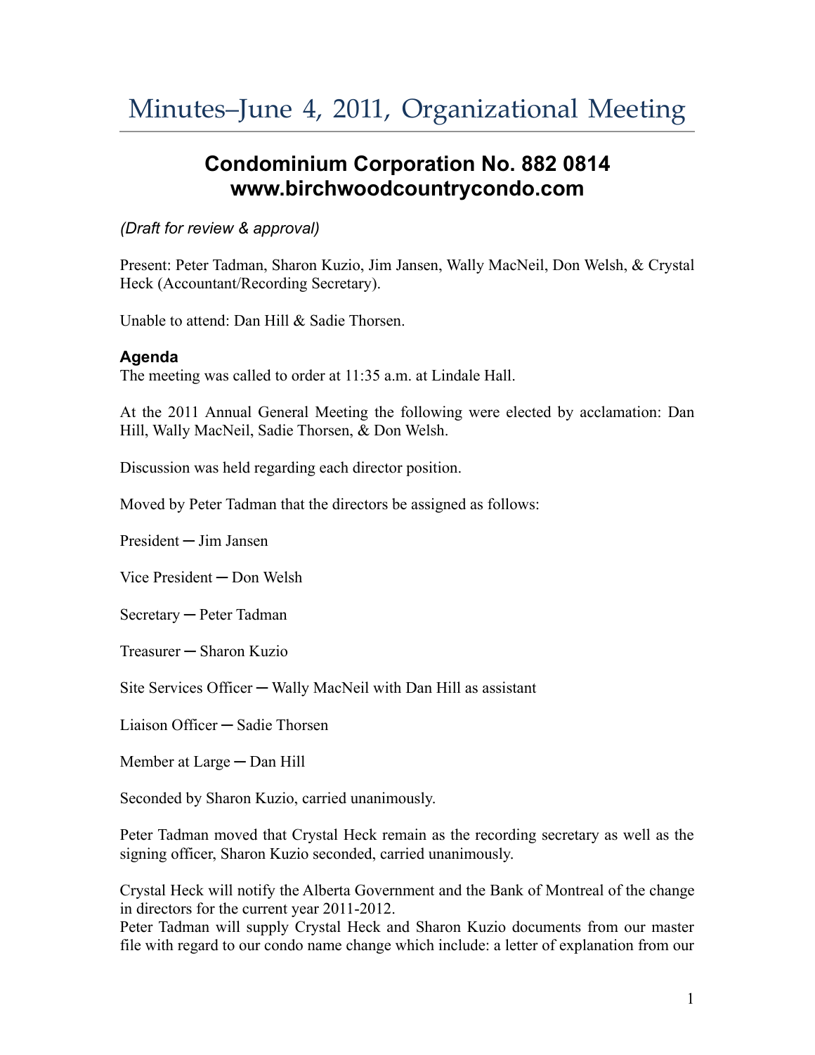# Minutes–June 4, 2011, Organizational Meeting

## Condominium Corporation No. 882 0814
## www.birchwoodcountrycondo.com

*(Draft for review & approval)*

Present: Peter Tadman, Sharon Kuzio, Jim Jansen, Wally MacNeil, Don Welsh, & Crystal Heck (Accountant/Recording Secretary).

Unable to attend: Dan Hill & Sadie Thorsen.

### Agenda

The meeting was called to order at 11:35 a.m. at Lindale Hall.

At the 2011 Annual General Meeting the following were elected by acclamation: Dan Hill, Wally MacNeil, Sadie Thorsen, & Don Welsh.

Discussion was held regarding each director position.

Moved by Peter Tadman that the directors be assigned as follows:

President ─ Jim Jansen

Vice President ─ Don Welsh

Secretary ─ Peter Tadman

Treasurer ─ Sharon Kuzio

Site Services Officer ─ Wally MacNeil with Dan Hill as assistant

Liaison Officer ─ Sadie Thorsen

Member at Large ─ Dan Hill

Seconded by Sharon Kuzio, carried unanimously.

Peter Tadman moved that Crystal Heck remain as the recording secretary as well as the signing officer, Sharon Kuzio seconded, carried unanimously.

Crystal Heck will notify the Alberta Government and the Bank of Montreal of the change in directors for the current year 2011-2012.
Peter Tadman will supply Crystal Heck and Sharon Kuzio documents from our master file with regard to our condo name change which include: a letter of explanation from our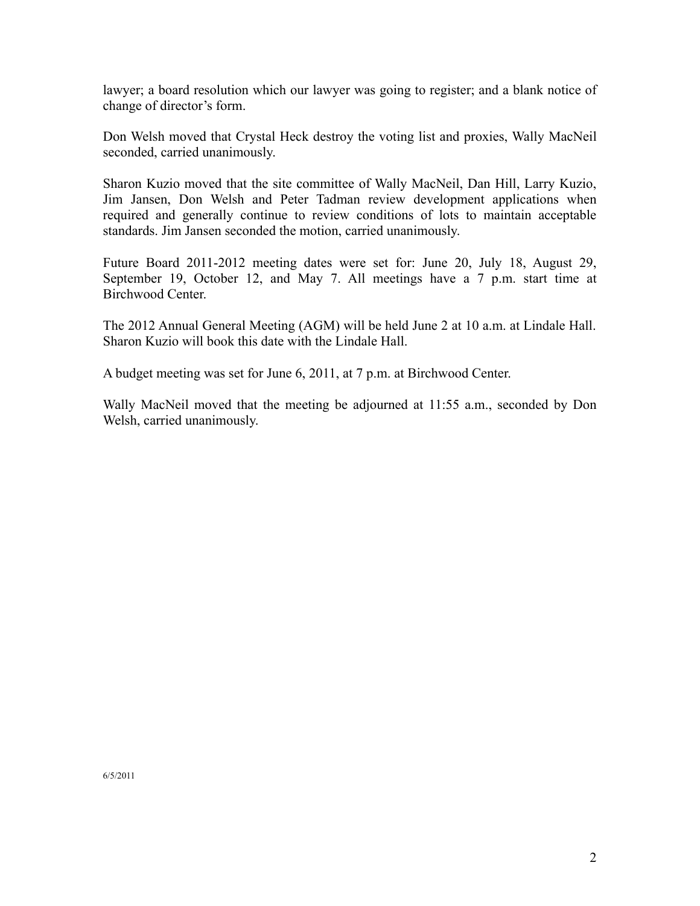lawyer; a board resolution which our lawyer was going to register; and a blank notice of change of director's form.

Don Welsh moved that Crystal Heck destroy the voting list and proxies, Wally MacNeil seconded, carried unanimously.

Sharon Kuzio moved that the site committee of Wally MacNeil, Dan Hill, Larry Kuzio, Jim Jansen, Don Welsh and Peter Tadman review development applications when required and generally continue to review conditions of lots to maintain acceptable standards. Jim Jansen seconded the motion, carried unanimously.

Future Board 2011-2012 meeting dates were set for: June 20, July 18, August 29, September 19, October 12, and May 7. All meetings have a 7 p.m. start time at Birchwood Center.

The 2012 Annual General Meeting (AGM) will be held June 2 at 10 a.m. at Lindale Hall. Sharon Kuzio will book this date with the Lindale Hall.

A budget meeting was set for June 6, 2011, at 7 p.m. at Birchwood Center.

Wally MacNeil moved that the meeting be adjourned at 11:55 a.m., seconded by Don Welsh, carried unanimously.

6/5/2011